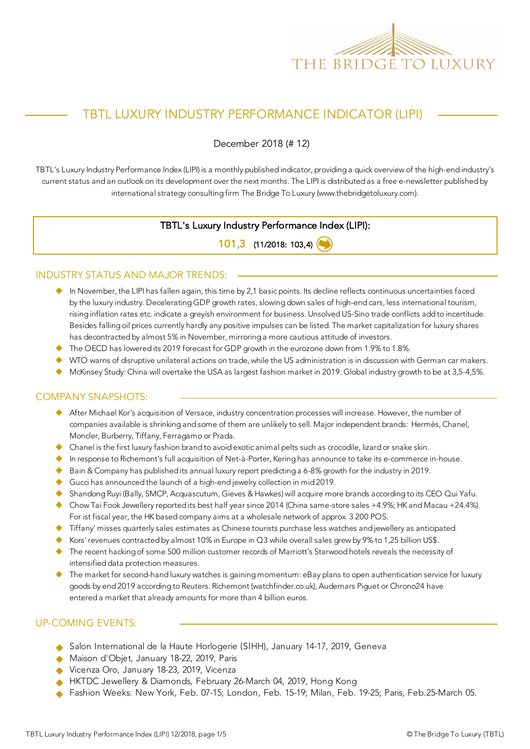THE BRIDGE TO LUXURY

# TBTL LUXURY INDUSTRY PERFORMANCE INDICATOR (LIPI)

December 2018 (# 12)

TBTL's Luxury Industry Performance Index (LIPI) is a monthly published indicator, providing a quick overview of the high-end industry's current status and an outlook on its development over the next months. The LIPI is distributed as a free e-newsletter published by international strategy consulting firm The Bridge To Luxury (www.thebridgetoluxury.com).

**TBTL's Luxury Industry Performance Index (LIPI):**

**101,3** (11/2018: 103,4)

## INDUSTRY STATUS AND MAJOR TRENDS:

- In November, the LIPI has fallen again, this time by 2,1 basic points. Its decline reflects continuous uncertainties faced by the luxury industry. Decelerating GDP growth rates, slowing down sales of high-end cars, less international tourism, rising inflation rates etc. indicate a greyish environment for business. Unsolved US-Sino trade conflicts add to incertitude. Besides falling oil prices currently hardly any positive impulses can be listed. The market capitalization for luxury shares has decontracted by almost 5% in November, mirroring a more cautious attitude of investors.
- The OECD has lowered its 2019 forecast for GDP growth in the eurozone down from 1.9% to 1.8%.
- WTO warns of disruptive unilateral actions on trade, while the US administration is in discussion with German car makers.
- McKinsey Study: China will overtake the USA as largest fashion market in 2019. Global industry growth to be at 3,5-4,5%.

## COMPANY SNAPSHOTS:

- After Michael Kor's acquisition of Versace, industry concentration processes will increase. However, the number of companies available is shrinking and some of them are unlikely to sell. Major independent brands: Hermès, Chanel, Moncler, Burberry, Tiffany, Ferragamo or Prada.
- Chanel is the first luxury fashion brand to avoid exotic animal pelts such as crocodile, lizard or snake skin.
- In response to Richemont's full acquisition of Net-à-Porter, Kering has announce to take its e-commerce in-house.
- Bain & Company has published its annual luxury report predicting a 6-8% growth for the industry in 2019.
- Gucci has announced the launch of a high-end jewelry collection in mid 2019.
- Shandong Ruyi (Bally, SMCP, Acquascutum, Gieves & Hawkes) will acquire more brands according to its CEO Qui Yafu.
- Chow Tai Fook Jewellery reported its best half year since 2014 (China same-store sales +4.9%; HK and Macau +24.4%). For ist fiscal year, the HK based company aims at a wholesale network of approx. 3.200 POS.
- Tiffany' misses quarterly sales estimates as Chinese tourists purchase less watches and jewellery as anticipated.
- Kors' revenues contracted by almost 10% in Europe in Q3 while overall sales grew by 9% to 1,25 billion US$.
- The recent hacking of some 500 million customer records of Marriott's Starwood hotels reveals the necessity of intensified data protection measures.
- The market for second-hand luxury watches is gaining momentum: eBay plans to open authentication service for luxury goods by end 2019 according to Reuters. Richemont (watchfinder.co.uk), Audemars Piguet or Chrono24 have entered a market that already amounts for more than 4 billion euros.

## UP-COMING EVENTS:

- Salon International de la Haute Horlogerie (SIHH), January 14-17, 2019, Geneva
- Maison d'Objet, January 18-22, 2019, Paris
- Vicenza Oro, January 18-23, 2019, Vicenza
- HKTDC Jewellery & Diamonds, February 26-March 04, 2019, Hong Kong
- Fashion Weeks: New York, Feb. 07-15; London, Feb. 15-19; Milan, Feb. 19-25; Paris, Feb.25-March 05.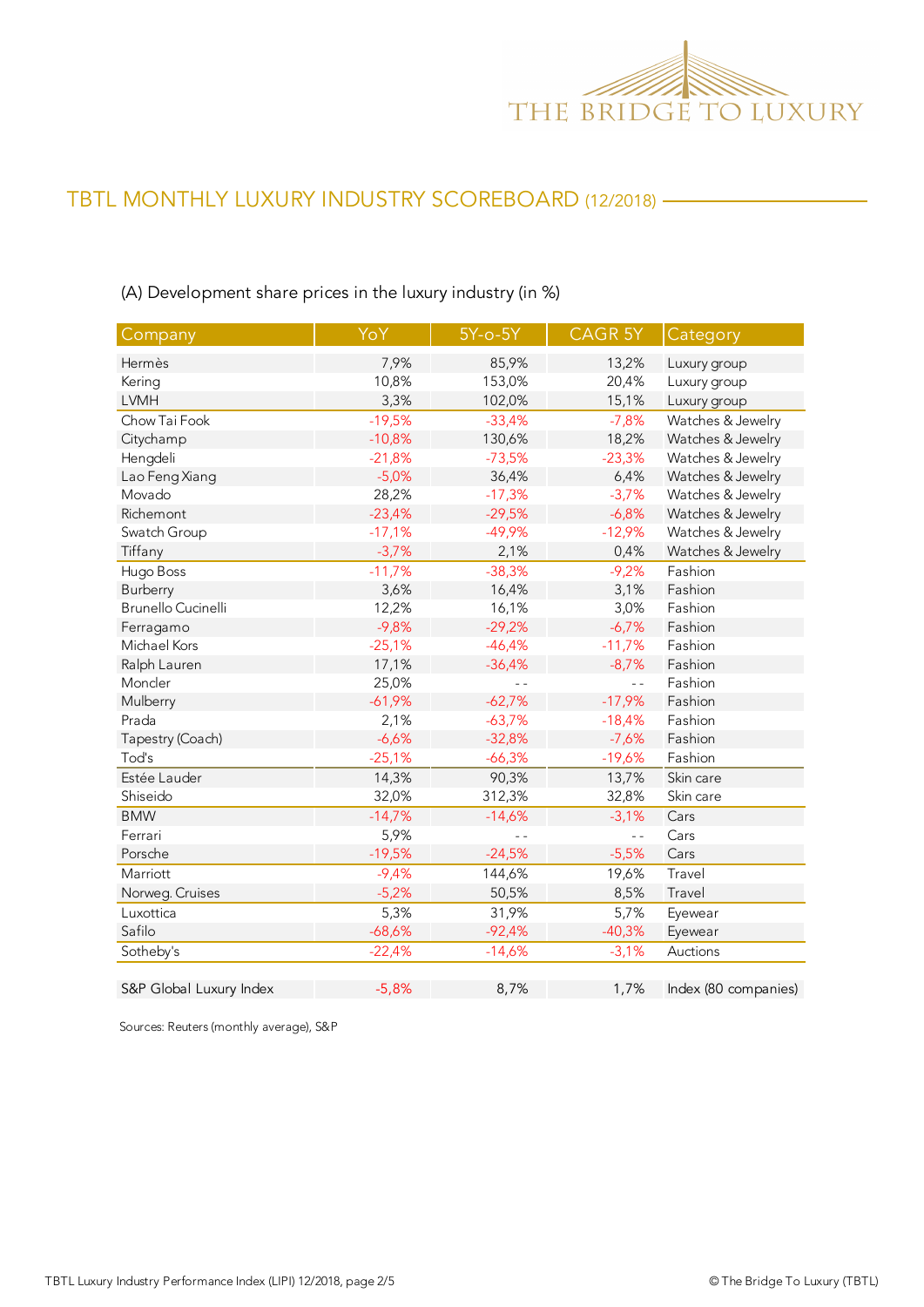## TBTL MONTHLY LUXURY INDUSTRY SCOREBOARD (12/2018)

(A) Development share prices in the luxury industry (in %)

| Company | YoY | 5Y-o-5Y | CAGR 5Y | Category |
|---|---|---|---|---|
| Hermès | 7,9% | 85,9% | 13,2% | Luxury group |
| Kering | 10,8% | 153,0% | 20,4% | Luxury group |
| LVMH | 3,3% | 102,0% | 15,1% | Luxury group |
| Chow Tai Fook | -19,5% | -33,4% | -7,8% | Watches & Jewelry |
| Citychamp | -10,8% | 130,6% | 18,2% | Watches & Jewelry |
| Hengdeli | -21,8% | -73,5% | -23,3% | Watches & Jewelry |
| Lao Feng Xiang | -5,0% | 36,4% | 6,4% | Watches & Jewelry |
| Movado | 28,2% | -17,3% | -3,7% | Watches & Jewelry |
| Richemont | -23,4% | -29,5% | -6,8% | Watches & Jewelry |
| Swatch Group | -17,1% | -49,9% | -12,9% | Watches & Jewelry |
| Tiffany | -3,7% | 2,1% | 0,4% | Watches & Jewelry |
| Hugo Boss | -11,7% | -38,3% | -9,2% | Fashion |
| Burberry | 3,6% | 16,4% | 3,1% | Fashion |
| Brunello Cucinelli | 12,2% | 16,1% | 3,0% | Fashion |
| Ferragamo | -9,8% | -29,2% | -6,7% | Fashion |
| Michael Kors | -25,1% | -46,4% | -11,7% | Fashion |
| Ralph Lauren | 17,1% | -36,4% | -8,7% | Fashion |
| Moncler | 25,0% | - - | - - | Fashion |
| Mulberry | -61,9% | -62,7% | -17,9% | Fashion |
| Prada | 2,1% | -63,7% | -18,4% | Fashion |
| Tapestry (Coach) | -6,6% | -32,8% | -7,6% | Fashion |
| Tod's | -25,1% | -66,3% | -19,6% | Fashion |
| Estée Lauder | 14,3% | 90,3% | 13,7% | Skin care |
| Shiseido | 32,0% | 312,3% | 32,8% | Skin care |
| BMW | -14,7% | -14,6% | -3,1% | Cars |
| Ferrari | 5,9% | - - | - - | Cars |
| Porsche | -19,5% | -24,5% | -5,5% | Cars |
| Marriott | -9,4% | 144,6% | 19,6% | Travel |
| Norweg. Cruises | -5,2% | 50,5% | 8,5% | Travel |
| Luxottica | 5,3% | 31,9% | 5,7% | Eyewear |
| Safilo | -68,6% | -92,4% | -40,3% | Eyewear |
| Sotheby's | -22,4% | -14,6% | -3,1% | Auctions |
| S&P Global Luxury Index | -5,8% | 8,7% | 1,7% | Index (80 companies) |

Sources: Reuters (monthly average), S&P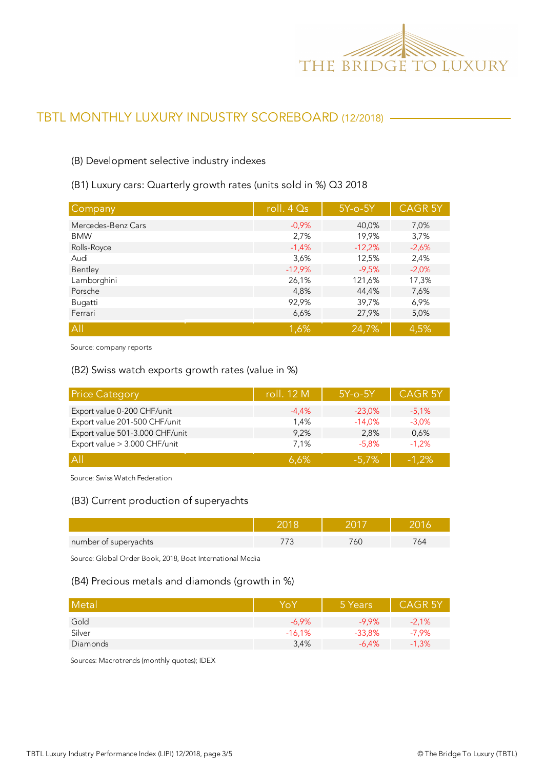## TBTL MONTHLY LUXURY INDUSTRY SCOREBOARD (12/2018)

### (B) Development selective industry indexes

#### (B1) Luxury cars: Quarterly growth rates (units sold in %) Q3 2018

| Company | roll. 4 Qs | 5Y-o-5Y | CAGR 5Y |
|---|---|---|---|
| Mercedes-Benz Cars | -0,9% | 40,0% | 7,0% |
| BMW | 2,7% | 19,9% | 3,7% |
| Rolls-Royce | -1,4% | -12,2% | -2,6% |
| Audi | 3,6% | 12,5% | 2,4% |
| Bentley | -12,9% | -9,5% | -2,0% |
| Lamborghini | 26,1% | 121,6% | 17,3% |
| Porsche | 4,8% | 44,4% | 7,6% |
| Bugatti | 92,9% | 39,7% | 6,9% |
| Ferrari | 6,6% | 27,9% | 5,0% |
| All | 1,6% | 24,7% | 4,5% |

Source: company reports

#### (B2) Swiss watch exports growth rates (value in %)

| Price Category | roll. 12 M | 5Y-o-5Y | CAGR 5Y |
|---|---|---|---|
| Export value 0-200 CHF/unit | -4,4% | -23,0% | -5,1% |
| Export value 201-500 CHF/unit | 1,4% | -14,0% | -3,0% |
| Export value 501-3.000 CHF/unit | 9,2% | 2,8% | 0,6% |
| Export value > 3.000 CHF/unit | 7,1% | -5,8% | -1,2% |
| All | 6,6% | -5,7% | -1,2% |

Source: Swiss Watch Federation

#### (B3) Current production of superyachts

| | 2018 | 2017 | 2016 |
|---|---|---|---|
| number of superyachts | 773 | 760 | 764 |

Source: Global Order Book, 2018, Boat International Media

#### (B4) Precious metals and diamonds (growth in %)

| Metal | YoY | 5 Years | CAGR 5Y |
|---|---|---|---|
| Gold | -6,9% | -9,9% | -2,1% |
| Silver | -16,1% | -33,8% | -7,9% |
| Diamonds | 3,4% | -6,4% | -1,3% |

Sources: Macrotrends (monthly quotes); IDEX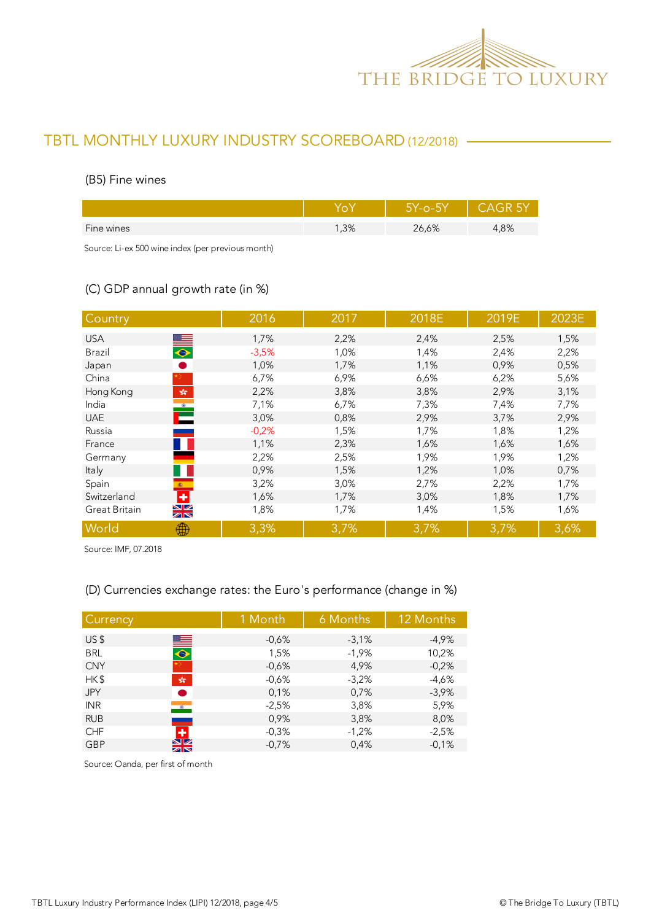## TBTL MONTHLY LUXURY INDUSTRY SCOREBOARD (12/2018)

### (B5) Fine wines

| | YoY | 5Y-o-5Y | CAGR 5Y |
|---|---|---|---|
| Fine wines | 1,3% | 26,6% | 4,8% |

Source: Li-ex 500 wine index (per previous month)

### (C) GDP annual growth rate (in %)

| Country | 2016 | 2017 | 2018E | 2019E | 2023E |
|---|---|---|---|---|---|
| USA | 1,7% | 2,2% | 2,4% | 2,5% | 1,5% |
| Brazil | -3,5% | 1,0% | 1,4% | 2,4% | 2,2% |
| Japan | 1,0% | 1,7% | 1,1% | 0,9% | 0,5% |
| China | 6,7% | 6,9% | 6,6% | 6,2% | 5,6% |
| Hong Kong | 2,2% | 3,8% | 3,8% | 2,9% | 3,1% |
| India | 7,1% | 6,7% | 7,3% | 7,4% | 7,7% |
| UAE | 3,0% | 0,8% | 2,9% | 3,7% | 2,9% |
| Russia | -0,2% | 1,5% | 1,7% | 1,8% | 1,2% |
| France | 1,1% | 2,3% | 1,6% | 1,6% | 1,6% |
| Germany | 2,2% | 2,5% | 1,9% | 1,9% | 1,2% |
| Italy | 0,9% | 1,5% | 1,2% | 1,0% | 0,7% |
| Spain | 3,2% | 3,0% | 2,7% | 2,2% | 1,7% |
| Switzerland | 1,6% | 1,7% | 3,0% | 1,8% | 1,7% |
| Great Britain | 1,8% | 1,7% | 1,4% | 1,5% | 1,6% |
| World | 3,3% | 3,7% | 3,7% | 3,7% | 3,6% |

Source: IMF, 07.2018

### (D) Currencies exchange rates: the Euro's performance (change in %)

| Currency | 1 Month | 6 Months | 12 Months |
|---|---|---|---|
| US $ | -0,6% | -3,1% | -4,9% |
| BRL | 1,5% | -1,9% | 10,2% |
| CNY | -0,6% | 4,9% | -0,2% |
| HK $ | -0,6% | -3,2% | -4,6% |
| JPY | 0,1% | 0,7% | -3,9% |
| INR | -2,5% | 3,8% | 5,9% |
| RUB | 0,9% | 3,8% | 8,0% |
| CHF | -0,3% | -1,2% | -2,5% |
| GBP | -0,7% | 0,4% | -0,1% |

Source: Oanda, per first of month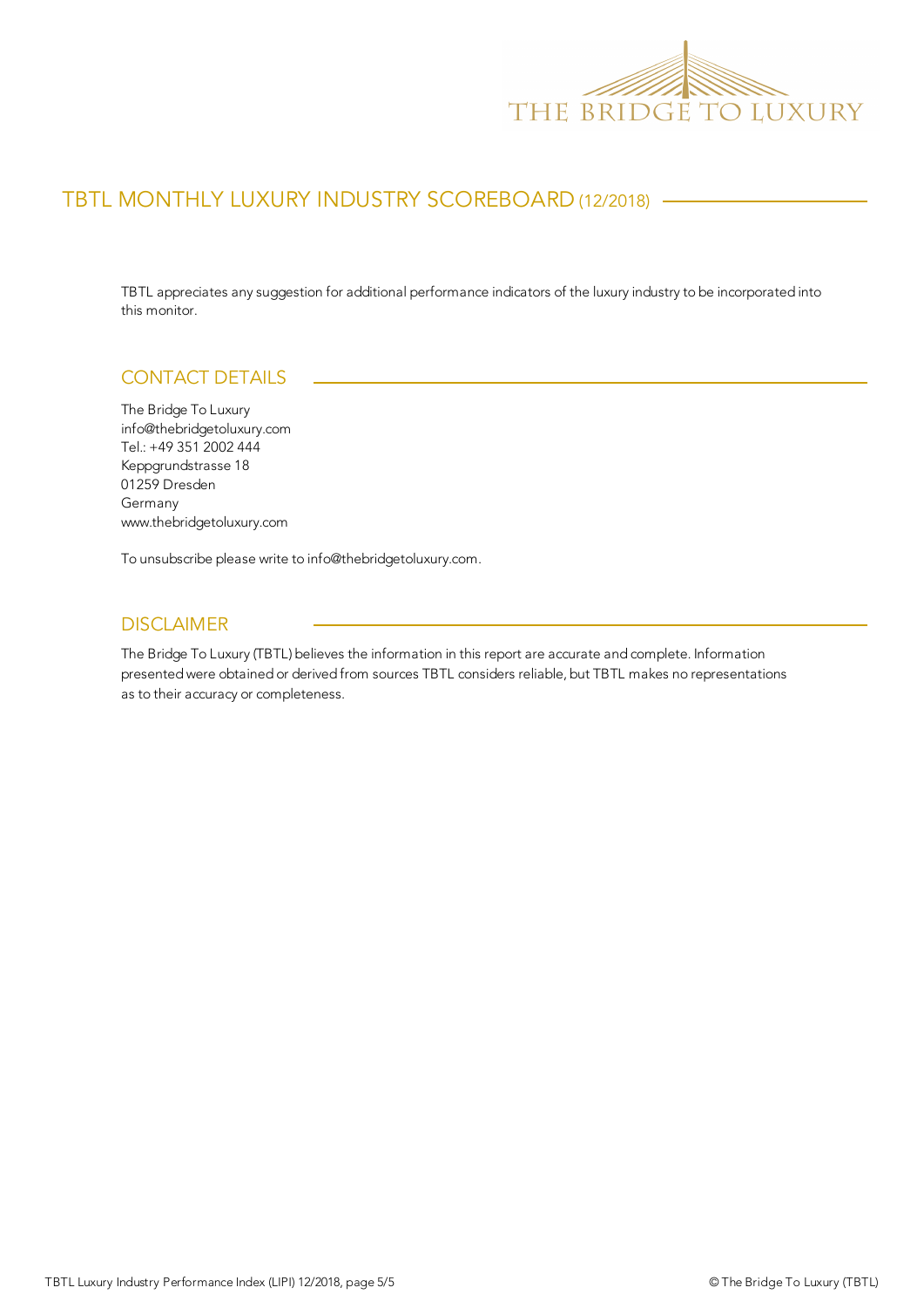# TBTL MONTHLY LUXURY INDUSTRY SCOREBOARD (12/2018)

TBTL appreciates any suggestion for additional performance indicators of the luxury industry to be incorporated into this monitor.

## CONTACT DETAILS

The Bridge To Luxury
info@thebridgetoluxury.com
Tel.: +49 351 2002 444
Keppgrundstrasse 18
01259 Dresden
Germany
www.thebridgetoluxury.com

To unsubscribe please write to info@thebridgetoluxury.com.

## DISCLAIMER

The Bridge To Luxury (TBTL) believes the information in this report are accurate and complete. Information presented were obtained or derived from sources TBTL considers reliable, but TBTL makes no representations as to their accuracy or completeness.